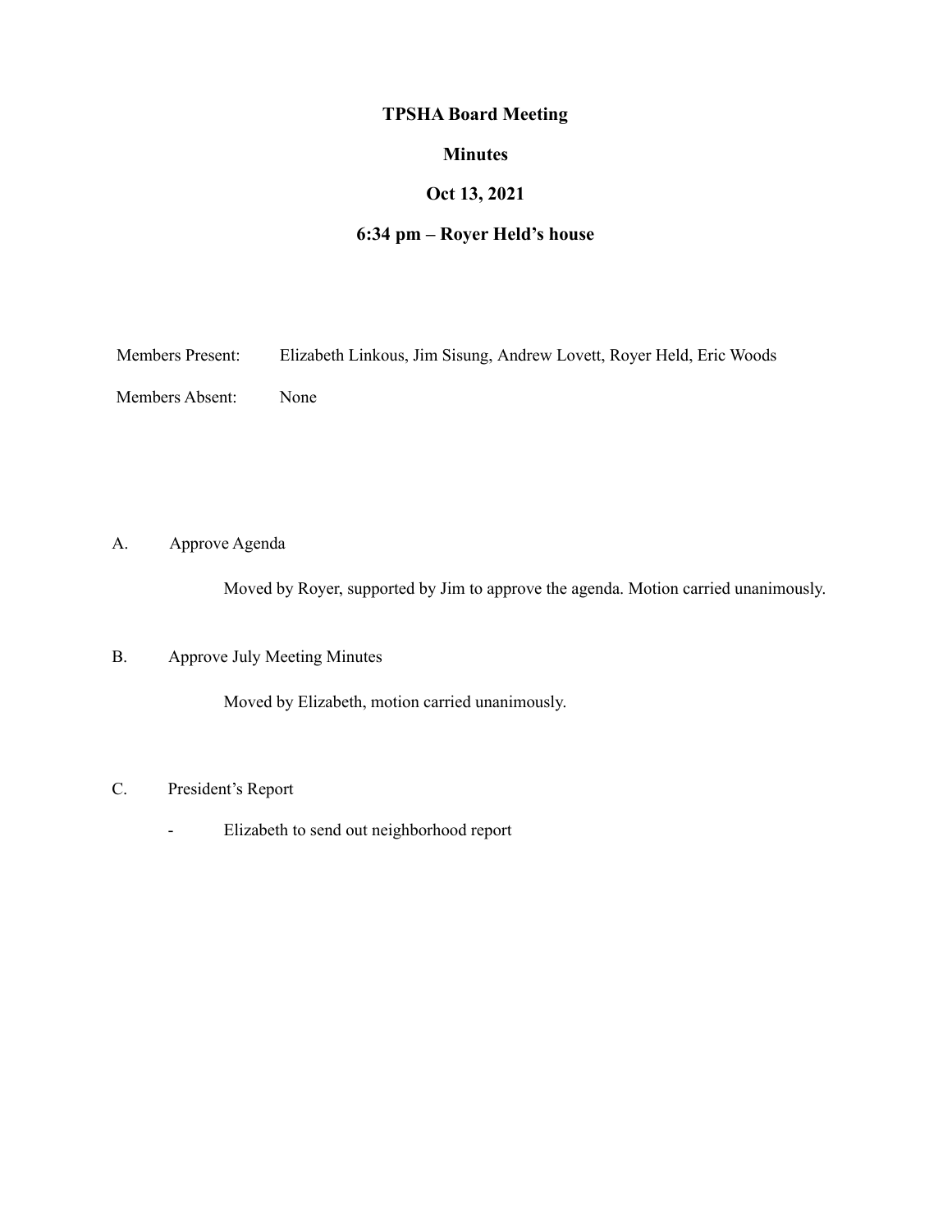# TPSHA Board Meeting

## Minutes

## Oct 13, 2021

## 6:34 pm – Royer Held's house

Members Present: Elizabeth Linkous, Jim Sisung, Andrew Lovett, Royer Held, Eric Woods

Members Absent: None

A. Approve Agenda

Moved by Royer, supported by Jim to approve the agenda. Motion carried unanimously.

B. Approve July Meeting Minutes

Moved by Elizabeth, motion carried unanimously.

C. President's Report

- Elizabeth to send out neighborhood report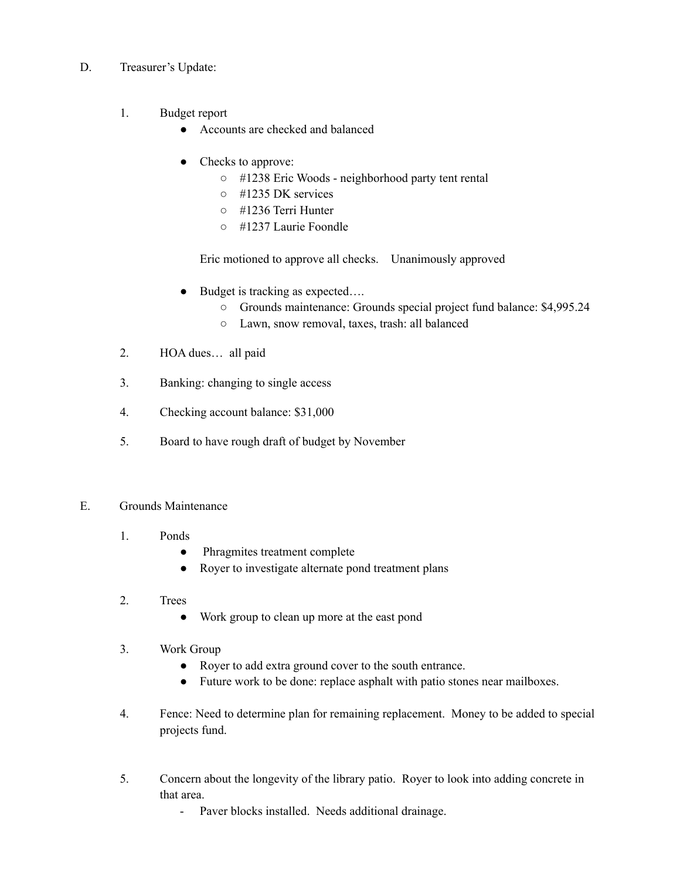D. Treasurer's Update:

1. Budget report
   - Accounts are checked and balanced
   - Checks to approve:
     - #1238 Eric Woods - neighborhood party tent rental
     - #1235 DK services
     - #1236 Terri Hunter
     - #1237 Laurie Foondle

     Eric motioned to approve all checks. Unanimously approved

   - Budget is tracking as expected….
     - Grounds maintenance: Grounds special project fund balance: $4,995.24
     - Lawn, snow removal, taxes, trash: all balanced

2. HOA dues… all paid

3. Banking: changing to single access

4. Checking account balance: $31,000

5. Board to have rough draft of budget by November

E. Grounds Maintenance

1. Ponds
   - Phragmites treatment complete
   - Royer to investigate alternate pond treatment plans

2. Trees
   - Work group to clean up more at the east pond

3. Work Group
   - Royer to add extra ground cover to the south entrance.
   - Future work to be done: replace asphalt with patio stones near mailboxes.

4. Fence: Need to determine plan for remaining replacement. Money to be added to special projects fund.

5. Concern about the longevity of the library patio. Royer to look into adding concrete in that area.
   - Paver blocks installed. Needs additional drainage.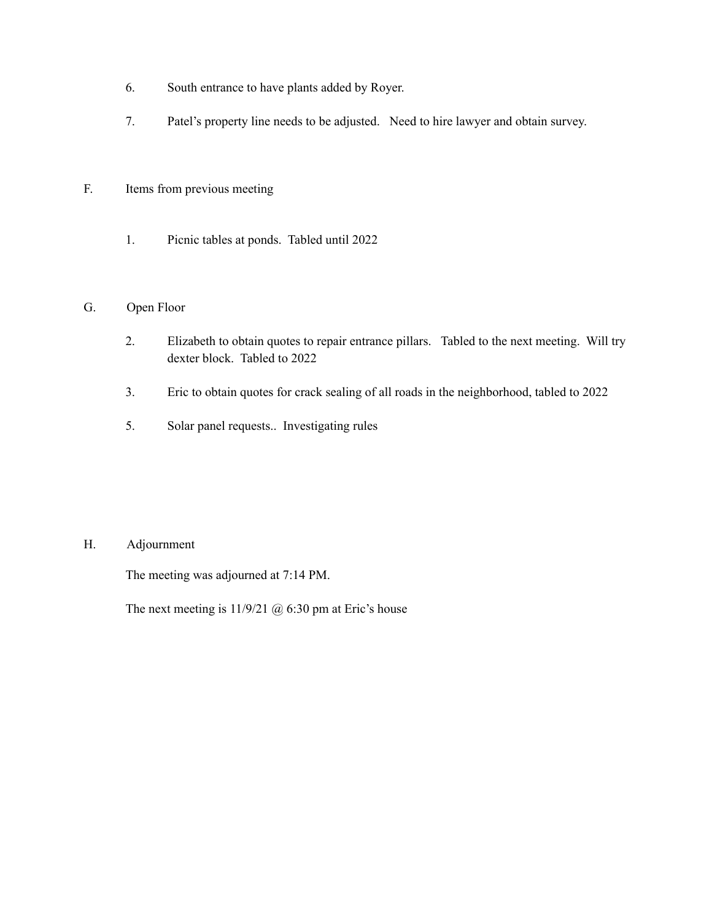6. South entrance to have plants added by Royer.

7. Patel's property line needs to be adjusted. Need to hire lawyer and obtain survey.

F. Items from previous meeting

1. Picnic tables at ponds. Tabled until 2022

G. Open Floor

2. Elizabeth to obtain quotes to repair entrance pillars. Tabled to the next meeting. Will try dexter block. Tabled to 2022

3. Eric to obtain quotes for crack sealing of all roads in the neighborhood, tabled to 2022

5. Solar panel requests.. Investigating rules

H. Adjournment

The meeting was adjourned at 7:14 PM.

The next meeting is 11/9/21 @ 6:30 pm at Eric's house